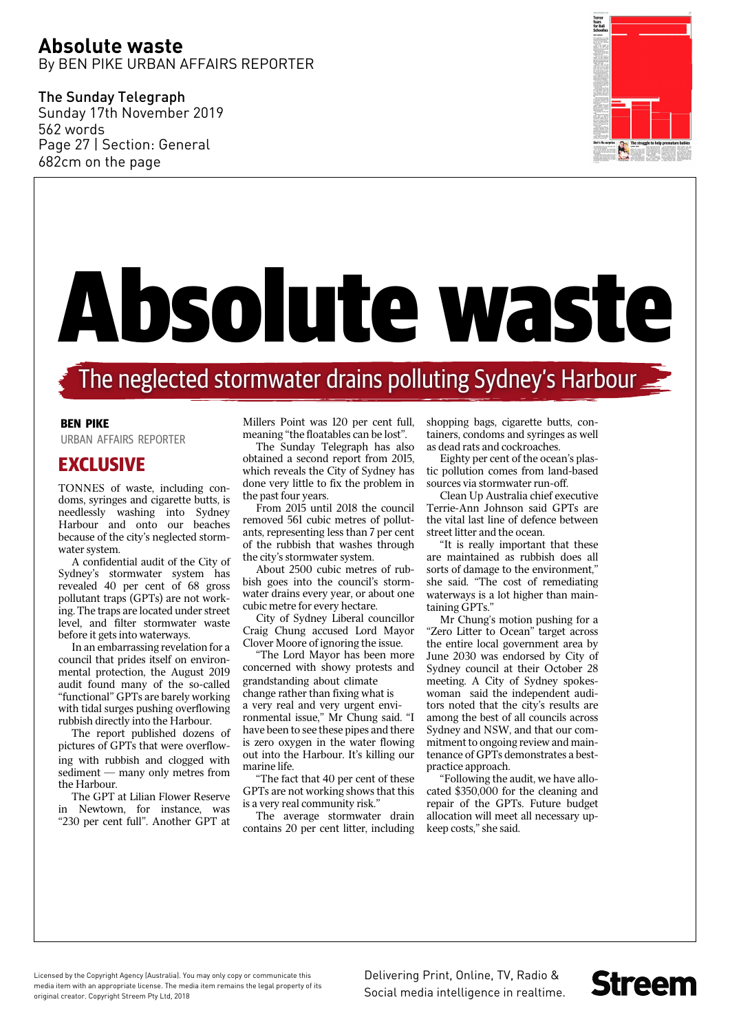# Absolute waste

By BEN PIKE URBAN AFFAIRS REPORTER

The Sunday Telegraph
Sunday 17th November 2019
562 words
Page 27 | Section: General
682cm on the page

# Absolute waste

## The neglected stormwater drains polluting Sydney's Harbour

**BEN PIKE**
URBAN AFFAIRS REPORTER

**EXCLUSIVE**

TONNES of waste, including condoms, syringes and cigarette butts, is needlessly washing into Sydney Harbour and onto our beaches because of the city's neglected stormwater system.

A confidential audit of the City of Sydney's stormwater system has revealed 40 per cent of 68 gross pollutant traps (GPTs) are not working. The traps are located under street level, and filter stormwater waste before it gets into waterways.

In an embarrassing revelation for a council that prides itself on environmental protection, the August 2019 audit found many of the so-called "functional" GPTs are barely working with tidal surges pushing overflowing rubbish directly into the Harbour.

The report published dozens of pictures of GPTs that were overflowing with rubbish and clogged with sediment — many only metres from the Harbour.

The GPT at Lilian Flower Reserve in Newtown, for instance, was "230 per cent full". Another GPT at Millers Point was 120 per cent full, meaning "the floatables can be lost".

The Sunday Telegraph has also obtained a second report from 2015, which reveals the City of Sydney has done very little to fix the problem in the past four years.

From 2015 until 2018 the council removed 561 cubic metres of pollutants, representing less than 7 per cent of the rubbish that washes through the city's stormwater system.

About 2500 cubic metres of rubbish goes into the council's stormwater drains every year, or about one cubic metre for every hectare.

City of Sydney Liberal councillor Craig Chung accused Lord Mayor Clover Moore of ignoring the issue.

"The Lord Mayor has been more concerned with showy protests and grandstanding about climate change rather than fixing what is a very real and very urgent environmental issue," Mr Chung said. "I have been to see these pipes and there is zero oxygen in the water flowing out into the Harbour. It's killing our marine life.

"The fact that 40 per cent of these GPTs are not working shows that this is a very real community risk."

The average stormwater drain contains 20 per cent litter, including shopping bags, cigarette butts, containers, condoms and syringes as well as dead rats and cockroaches.

Eighty per cent of the ocean's plastic pollution comes from land-based sources via stormwater run-off.

Clean Up Australia chief executive Terrie-Ann Johnson said GPTs are the vital last line of defence between street litter and the ocean.

"It is really important that these are maintained as rubbish does all sorts of damage to the environment," she said. "The cost of remediating waterways is a lot higher than maintaining GPTs."

Mr Chung's motion pushing for a "Zero Litter to Ocean" target across the entire local government area by June 2030 was endorsed by City of Sydney council at their October 28 meeting. A City of Sydney spokeswoman said the independent auditors noted that the city's results are among the best of all councils across Sydney and NSW, and that our commitment to ongoing review and maintenance of GPTs demonstrates a best-practice approach.

"Following the audit, we have allocated $350,000 for the cleaning and repair of the GPTs. Future budget allocation will meet all necessary upkeep costs," she said.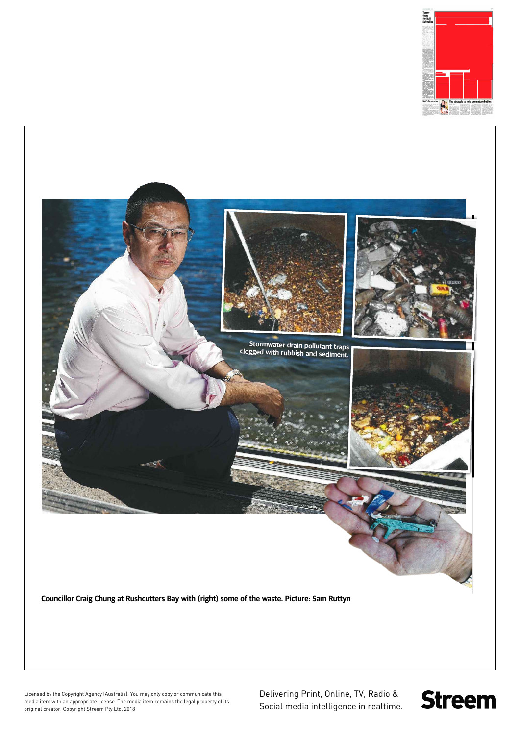Stormwater drain pollutant traps clogged with rubbish and sediment.

**Councillor Craig Chung at Rushcutters Bay with (right) some of the waste. Picture: Sam Ruttyn**

Licensed by the Copyright Agency (Australia). You may only copy or communicate this media item with an appropriate license. The media item remains the legal property of its original creator. Copyright Streem Pty Ltd, 2018

Delivering Print, Online, TV, Radio & Social media intelligence in realtime.

Streem